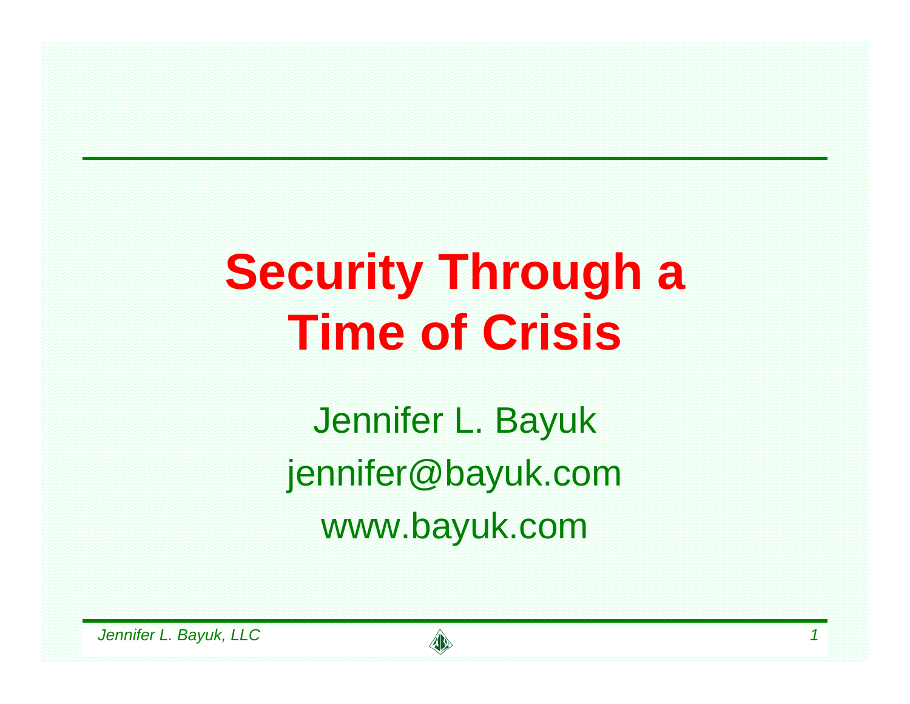# Security Through a Time of Crisis

Jennifer L. Bayuk

jennifer@bayuk.com

www.bayuk.com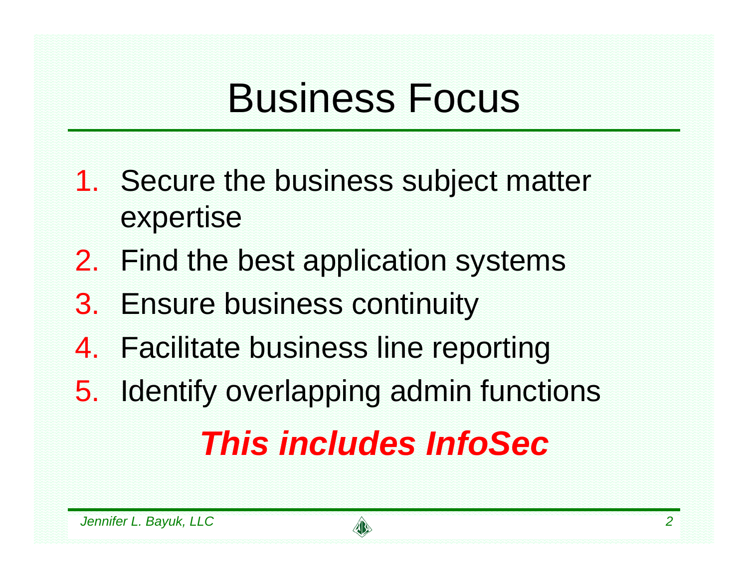# Business Focus

1. Secure the business subject matter expertise
2. Find the best application systems
3. Ensure business continuity
4. Facilitate business line reporting
5. Identify overlapping admin functions

***This includes InfoSec***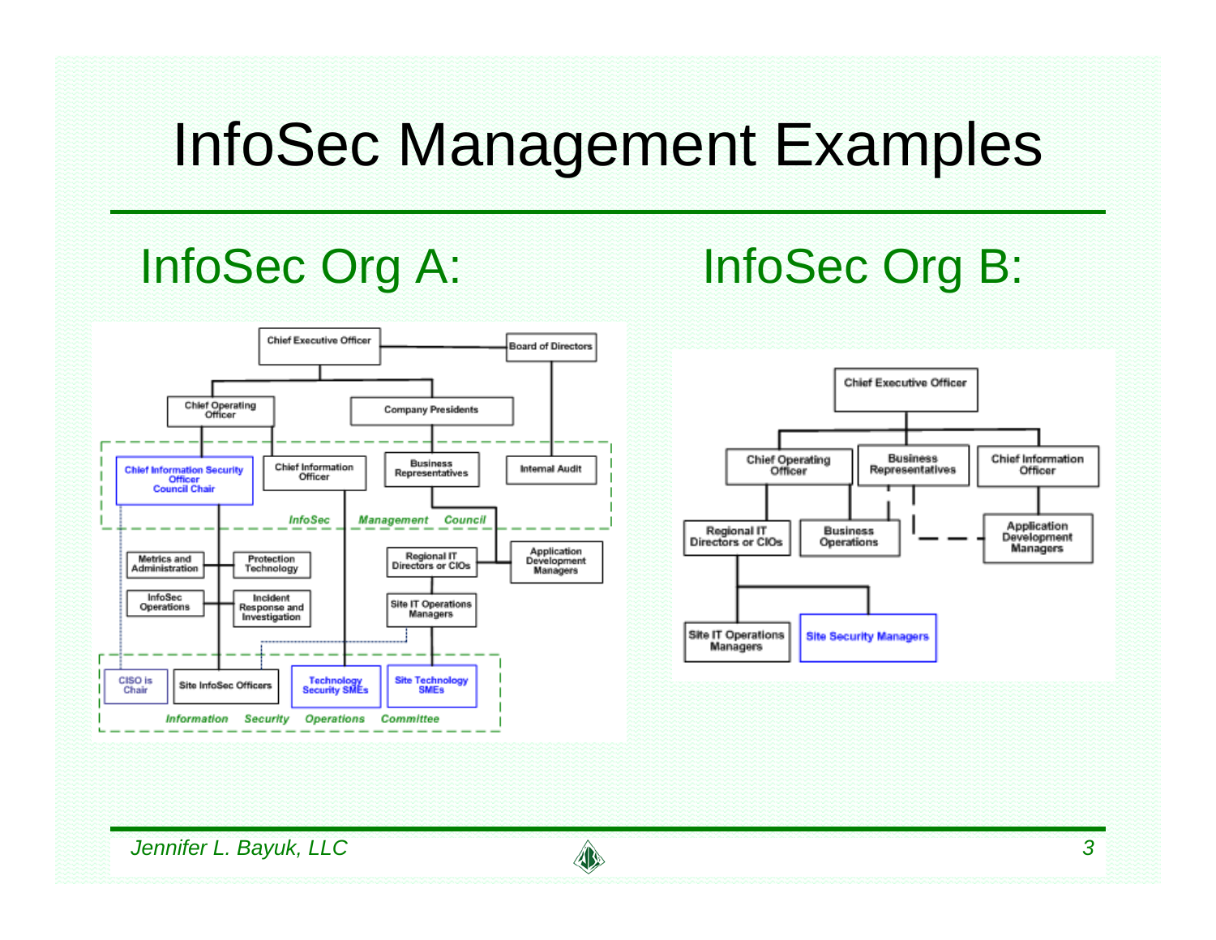# InfoSec Management Examples

## InfoSec Org A:

Chief Executive Officer

Board of Directors

Chief Operating Officer

Company Presidents

Chief Information Security Officer Council Chair

Chief Information Officer

Business Representatives

Internal Audit

*InfoSec Management Council*

Metrics and Administration

Protection Technology

InfoSec Operations

Incident Response and Investigation

Regional IT Directors or CIOs

Application Development Managers

Site IT Operations Managers

CISO is Chair

Site InfoSec Officers

Technology Security SMEs

Site Technology SMEs

*Information Security Operations Committee*

## InfoSec Org B:

Chief Executive Officer

Chief Operating Officer

Business Representatives

Chief Information Officer

Regional IT Directors or CIOs

Business Operations

Application Development Managers

Site IT Operations Managers

Site Security Managers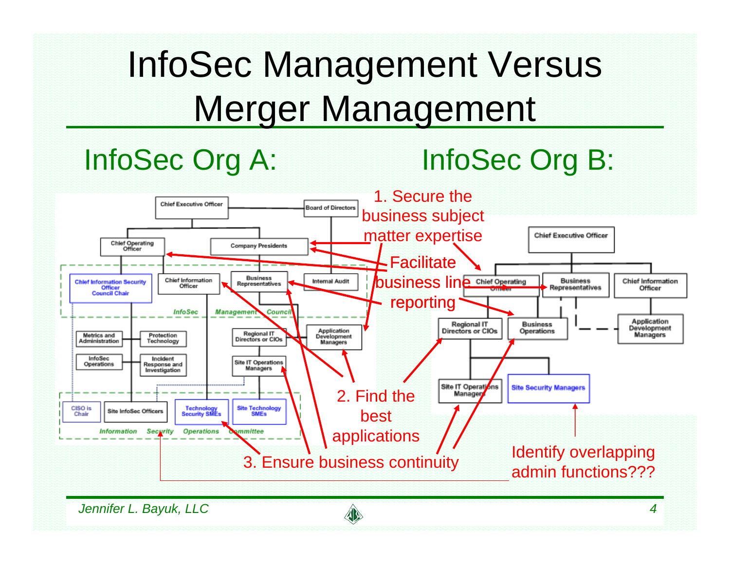# InfoSec Management Versus Merger Management

## InfoSec Org A:

Chief Executive Officer

Board of Directors

Chief Operating Officer

Company Presidents

Chief Information Security Officer Council Chair

Chief Information Officer

Business Representatives

Internal Audit

*InfoSec Management Council*

Metrics and Administration

Protection Technology

InfoSec Operations

Incident Response and Investigation

Regional IT Directors or CIOs

Application Development Managers

Site IT Operations Managers

CISO is Chair

Site InfoSec Officers

Technology Security SMEs

Site Technology SMEs

*Information Security Operations Committee*

## InfoSec Org B:

Chief Executive Officer

Chief Operating Officer

Business Representatives

Chief Information Officer

Regional IT Directors or CIOs

Business Operations

Application Development Managers

Site IT Operations Managers

Site Security Managers

1. Secure the business subject matter expertise

Facilitate business line reporting

2. Find the best applications

3. Ensure business continuity

Identify overlapping admin functions???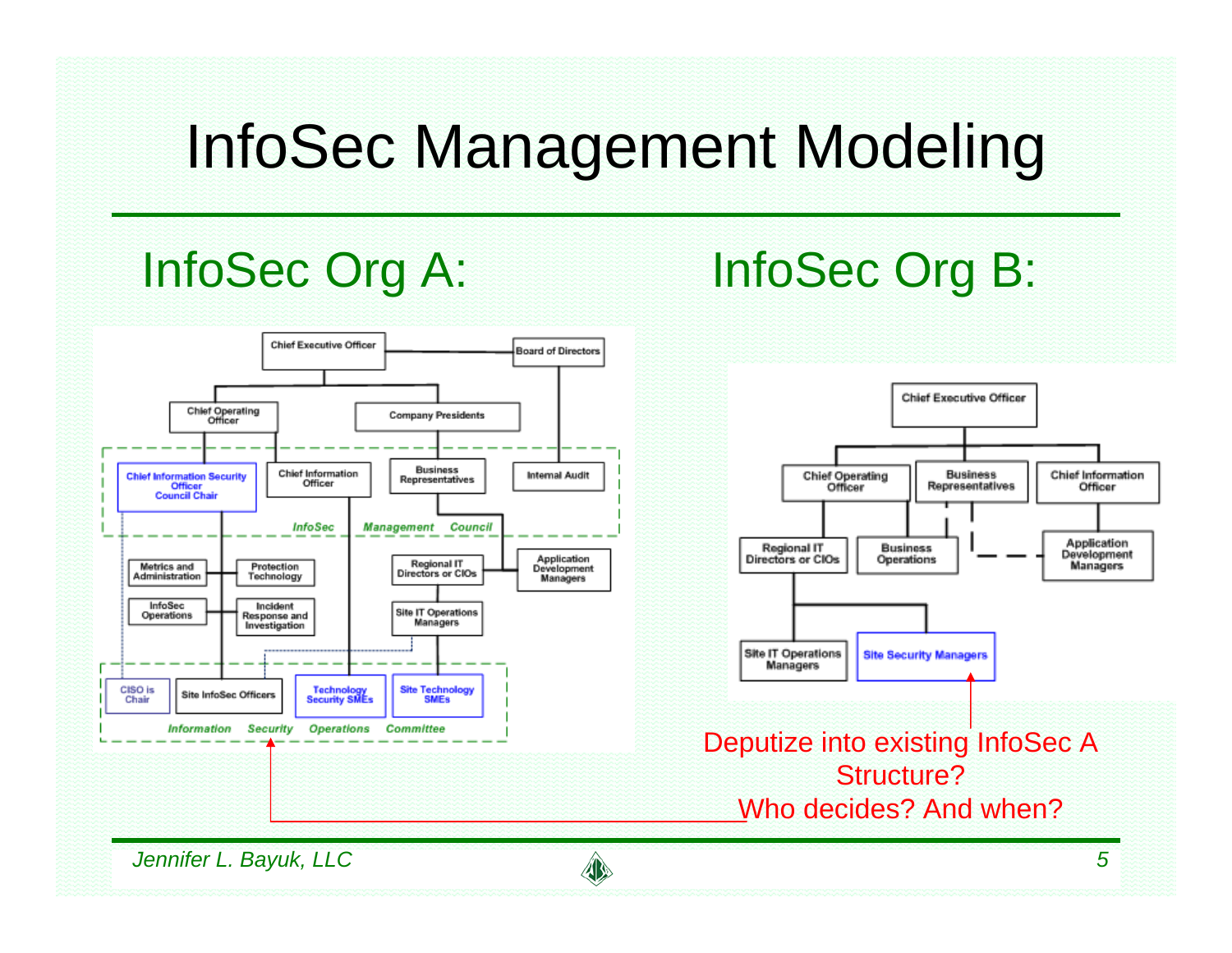# InfoSec Management Modeling

## InfoSec Org A:

Chief Executive Officer

Board of Directors

Chief Operating Officer

Company Presidents

Chief Information Security Officer Council Chair

Chief Information Officer

Business Representatives

Internal Audit

*InfoSec Management Council*

Metrics and Administration

Protection Technology

InfoSec Operations

Incident Response and Investigation

Regional IT Directors or CIOs

Application Development Managers

Site IT Operations Managers

CISO is Chair

Site InfoSec Officers

Technology Security SMEs

Site Technology SMEs

*Information Security Operations Committee*

## InfoSec Org B:

Chief Executive Officer

Chief Operating Officer

Business Representatives

Chief Information Officer

Regional IT Directors or CIOs

Business Operations

Application Development Managers

Site IT Operations Managers

Site Security Managers

Deputize into existing InfoSec A Structure?
Who decides? And when?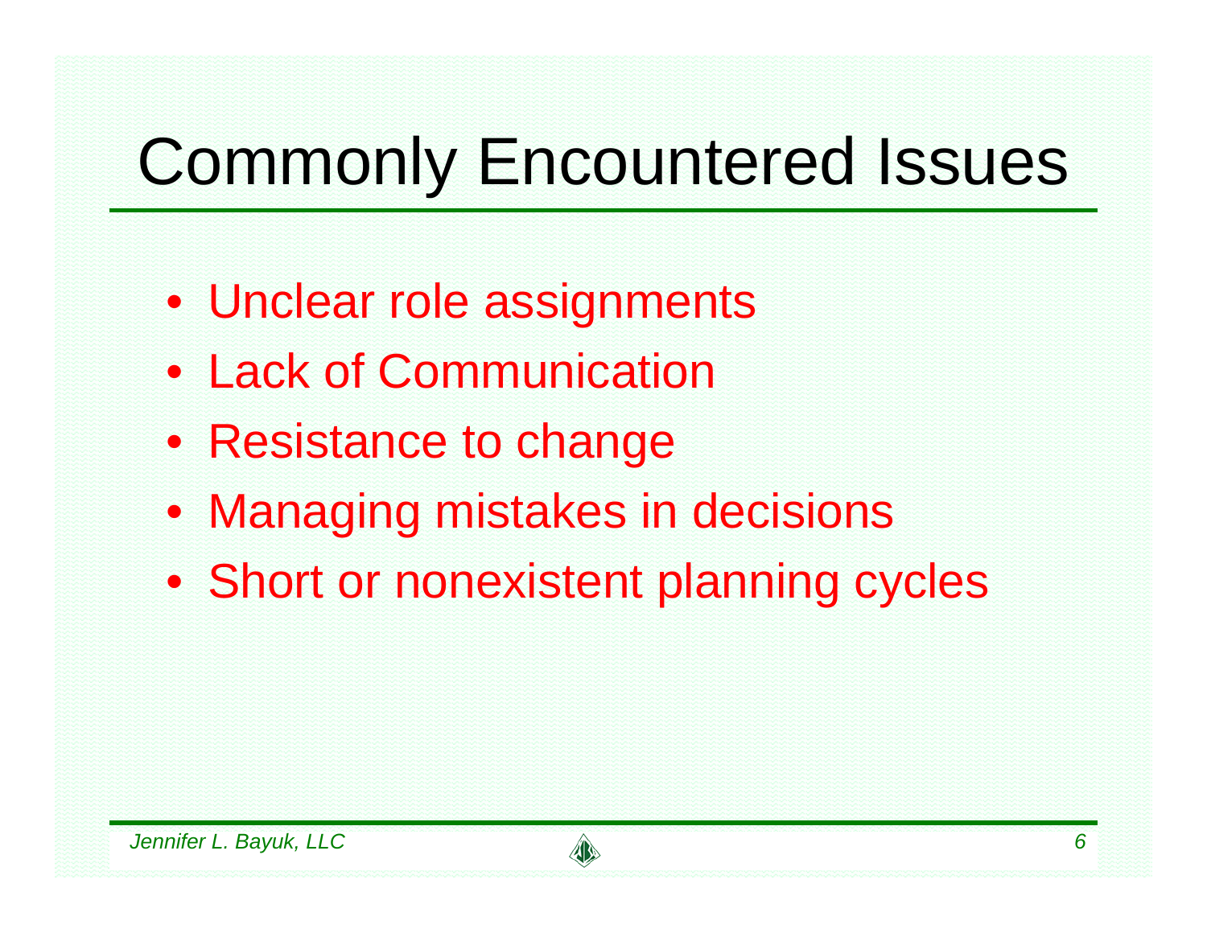# Commonly Encountered Issues

- Unclear role assignments
- Lack of Communication
- Resistance to change
- Managing mistakes in decisions
- Short or nonexistent planning cycles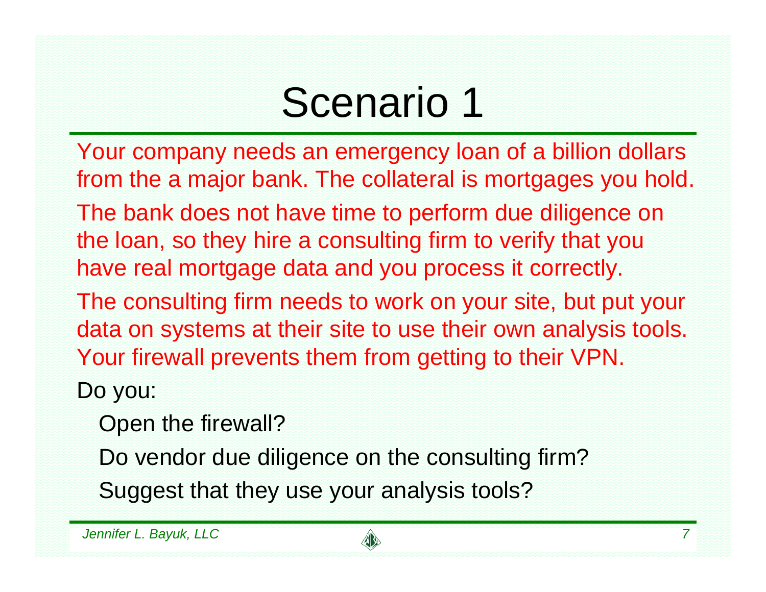# Scenario 1

Your company needs an emergency loan of a billion dollars from the a major bank. The collateral is mortgages you hold.

The bank does not have time to perform due diligence on the loan, so they hire a consulting firm to verify that you have real mortgage data and you process it correctly.

The consulting firm needs to work on your site, but put your data on systems at their site to use their own analysis tools. Your firewall prevents them from getting to their VPN.

Do you:

- Open the firewall?
- Do vendor due diligence on the consulting firm?
- Suggest that they use your analysis tools?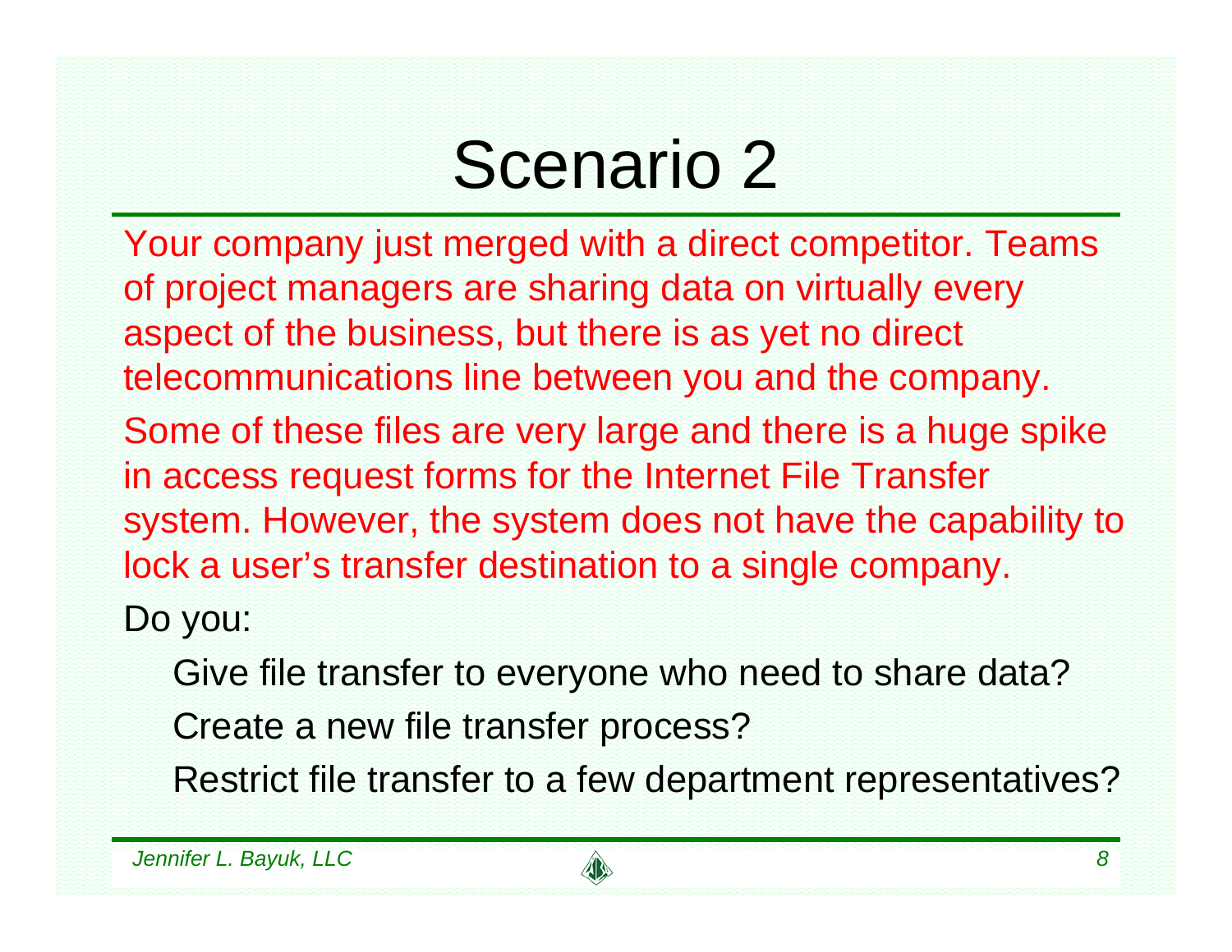# Scenario 2

Your company just merged with a direct competitor. Teams of project managers are sharing data on virtually every aspect of the business, but there is as yet no direct telecommunications line between you and the company.

Some of these files are very large and there is a huge spike in access request forms for the Internet File Transfer system. However, the system does not have the capability to lock a user's transfer destination to a single company.

Do you:

- Give file transfer to everyone who need to share data?
- Create a new file transfer process?
- Restrict file transfer to a few department representatives?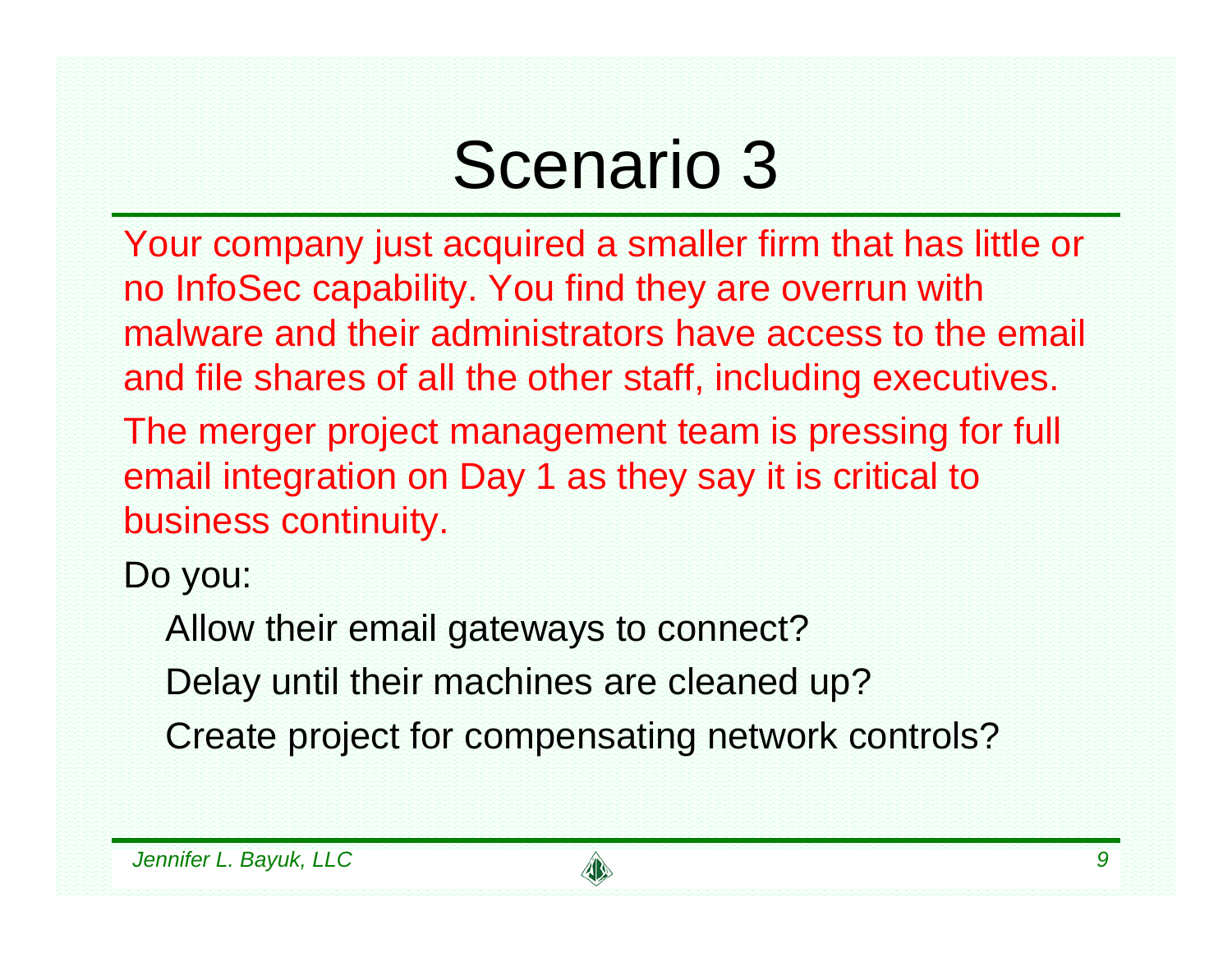# Scenario 3

Your company just acquired a smaller firm that has little or no InfoSec capability. You find they are overrun with malware and their administrators have access to the email and file shares of all the other staff, including executives.

The merger project management team is pressing for full email integration on Day 1 as they say it is critical to business continuity.

Do you:

- Allow their email gateways to connect?
- Delay until their machines are cleaned up?
- Create project for compensating network controls?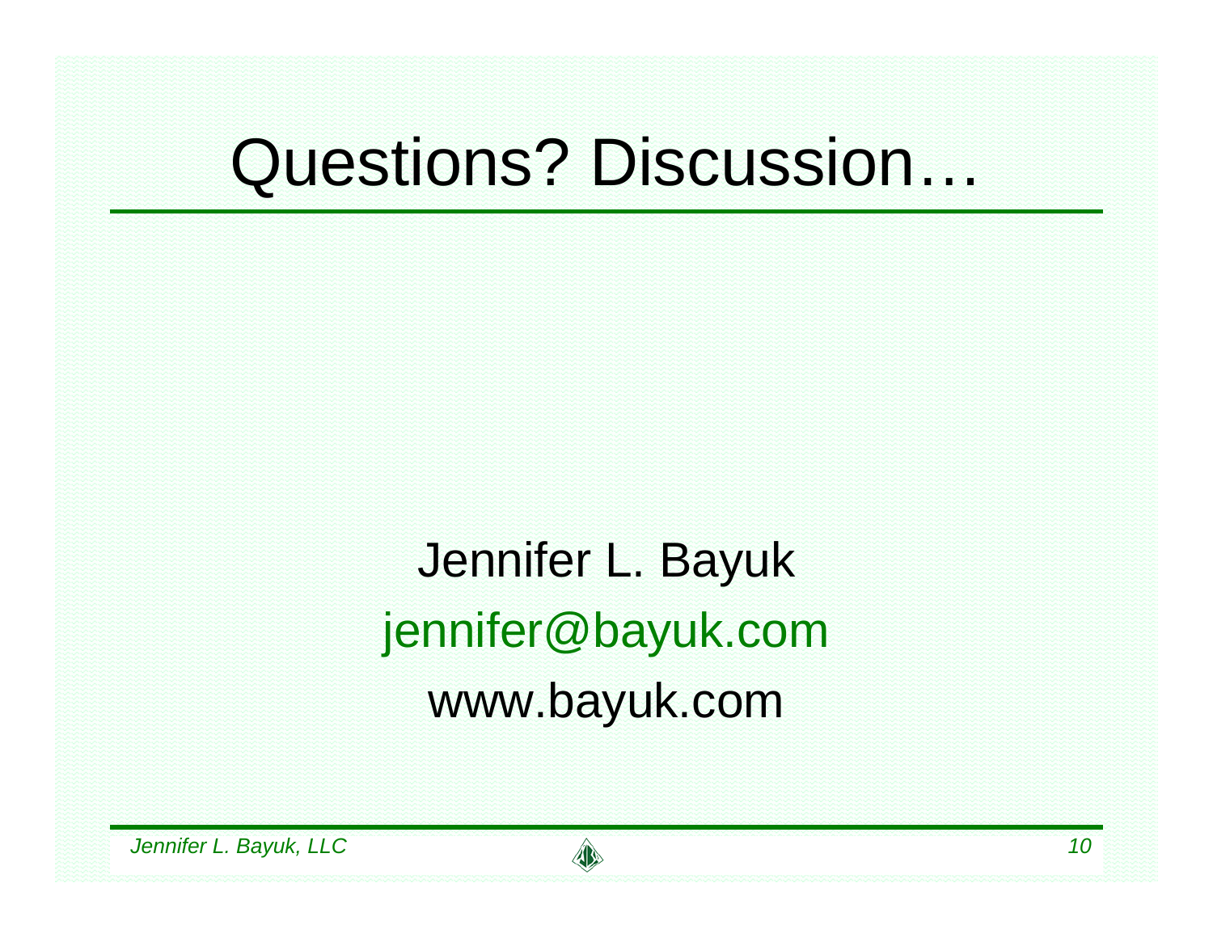# Questions? Discussion…

Jennifer L. Bayuk

jennifer@bayuk.com

www.bayuk.com